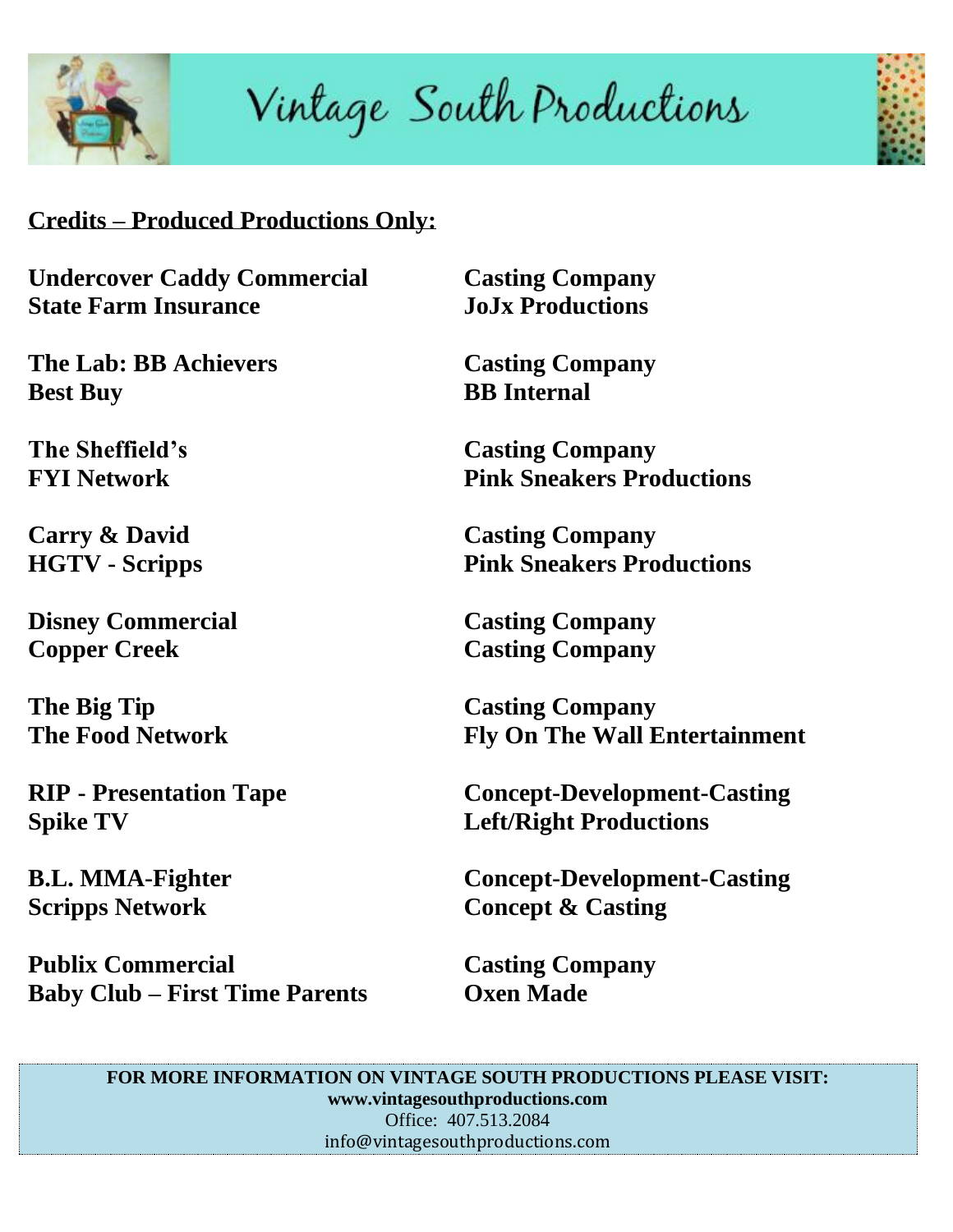# Vintage South Productions

**Credits – Produced Productions Only:**

| | |
|---|---|
| **Undercover Caddy Commercial**<br>**State Farm Insurance** | **Casting Company**<br>**JoJx Productions** |
| **The Lab: BB Achievers**<br>**Best Buy** | **Casting Company**<br>**BB Internal** |
| **The Sheffield's**<br>**FYI Network** | **Casting Company**<br>**Pink Sneakers Productions** |
| **Carry & David**<br>**HGTV - Scripps** | **Casting Company**<br>**Pink Sneakers Productions** |
| **Disney Commercial**<br>**Copper Creek** | **Casting Company**<br>**Casting Company** |
| **The Big Tip**<br>**The Food Network** | **Casting Company**<br>**Fly On The Wall Entertainment** |
| **RIP - Presentation Tape**<br>**Spike TV** | **Concept-Development-Casting**<br>**Left/Right Productions** |
| **B.L. MMA-Fighter**<br>**Scripps Network** | **Concept-Development-Casting**<br>**Concept & Casting** |
| **Publix Commercial**<br>**Baby Club – First Time Parents** | **Casting Company**<br>**Oxen Made** |

**FOR MORE INFORMATION ON VINTAGE SOUTH PRODUCTIONS PLEASE VISIT:**
**www.vintagesouthproductions.com**
Office: 407.513.2084
info@vintagesouthproductions.com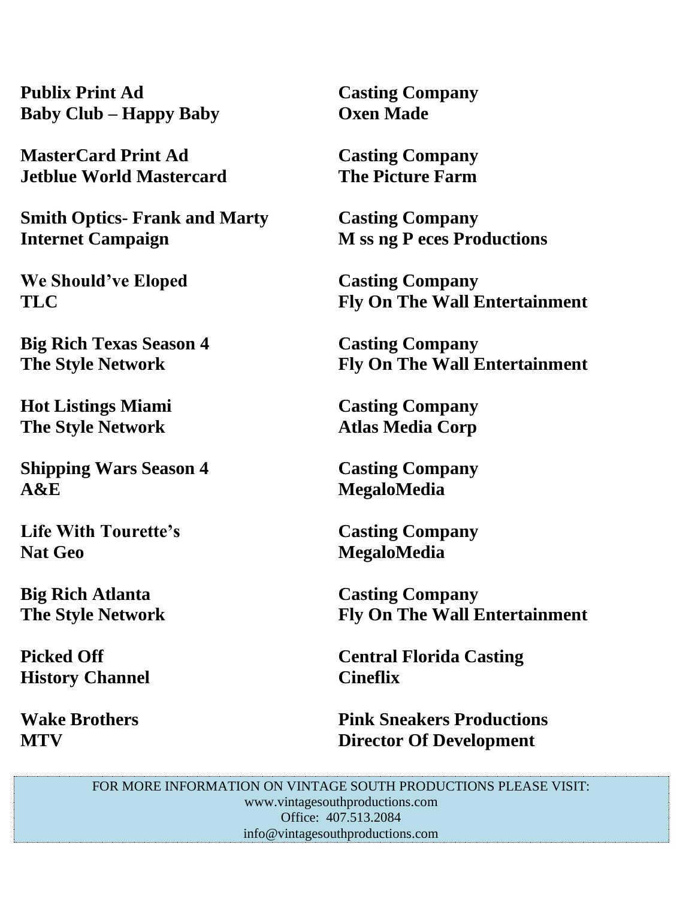**Publix Print Ad**
**Baby Club – Happy Baby**

**Casting Company**
**Oxen Made**

**MasterCard Print Ad**
**Jetblue World Mastercard**

**Casting Company**
**The Picture Farm**

**Smith Optics- Frank and Marty**
**Internet Campaign**

**Casting Company**
**M ss ng P eces Productions**

**We Should've Eloped**
**TLC**

**Casting Company**
**Fly On The Wall Entertainment**

**Big Rich Texas Season 4**
**The Style Network**

**Casting Company**
**Fly On The Wall Entertainment**

**Hot Listings Miami**
**The Style Network**

**Casting Company**
**Atlas Media Corp**

**Shipping Wars Season 4**
**A&E**

**Casting Company**
**MegaloMedia**

**Life With Tourette's**
**Nat Geo**

**Casting Company**
**MegaloMedia**

**Big Rich Atlanta**
**The Style Network**

**Casting Company**
**Fly On The Wall Entertainment**

**Picked Off**
**History Channel**

**Central Florida Casting**
**Cineflix**

**Wake Brothers**
**MTV**

**Pink Sneakers Productions**
**Director Of Development**

FOR MORE INFORMATION ON VINTAGE SOUTH PRODUCTIONS PLEASE VISIT:
www.vintagesouthproductions.com
Office: 407.513.2084
info@vintagesouthproductions.com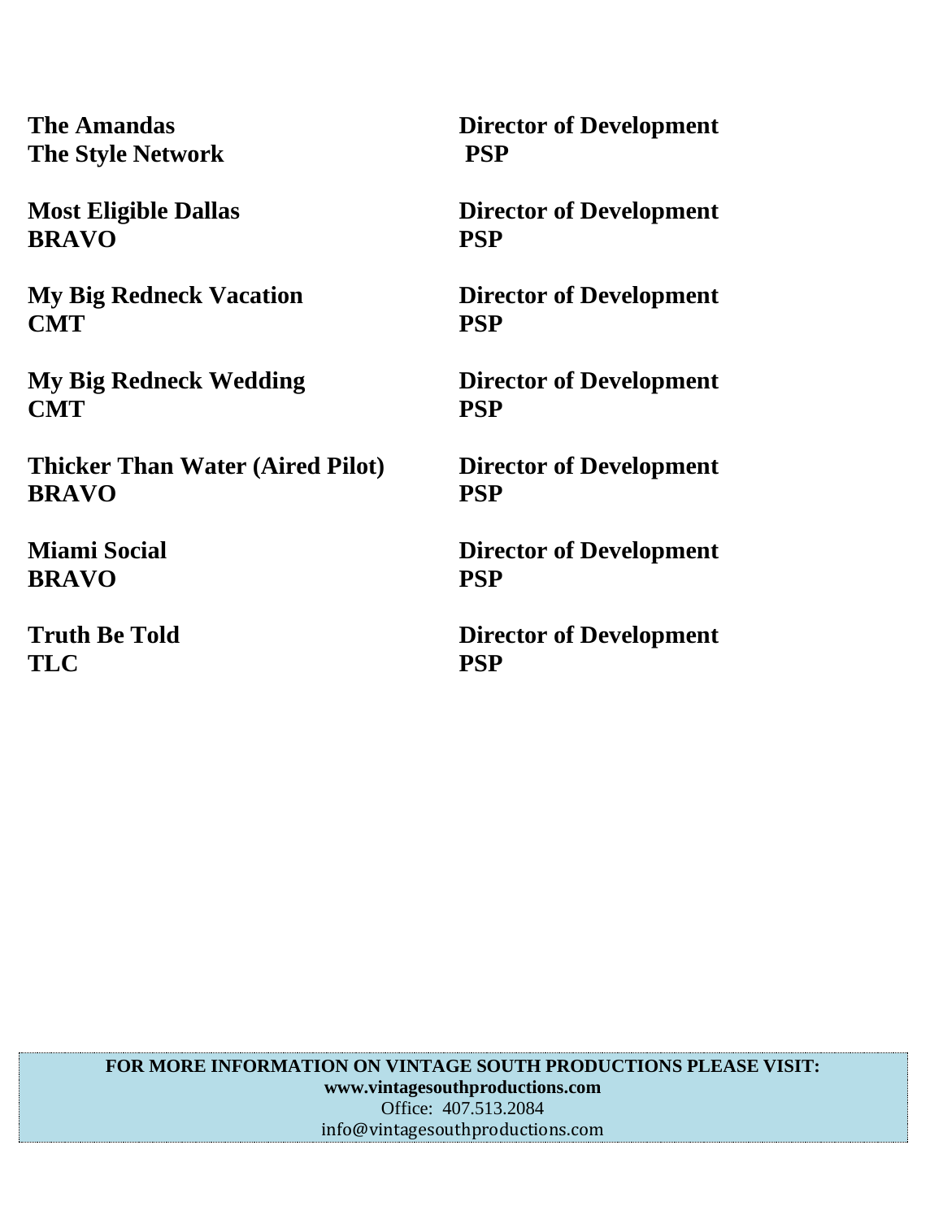| | |
|---|---|
| **The Amandas**<br>**The Style Network** | **Director of Development**<br>**PSP** |
| **Most Eligible Dallas**<br>**BRAVO** | **Director of Development**<br>**PSP** |
| **My Big Redneck Vacation**<br>**CMT** | **Director of Development**<br>**PSP** |
| **My Big Redneck Wedding**<br>**CMT** | **Director of Development**<br>**PSP** |
| **Thicker Than Water (Aired Pilot)**<br>**BRAVO** | **Director of Development**<br>**PSP** |
| **Miami Social**<br>**BRAVO** | **Director of Development**<br>**PSP** |
| **Truth Be Told**<br>**TLC** | **Director of Development**<br>**PSP** |

**FOR MORE INFORMATION ON VINTAGE SOUTH PRODUCTIONS PLEASE VISIT:**
**www.vintagesouthproductions.com**
Office: 407.513.2084
info@vintagesouthproductions.com